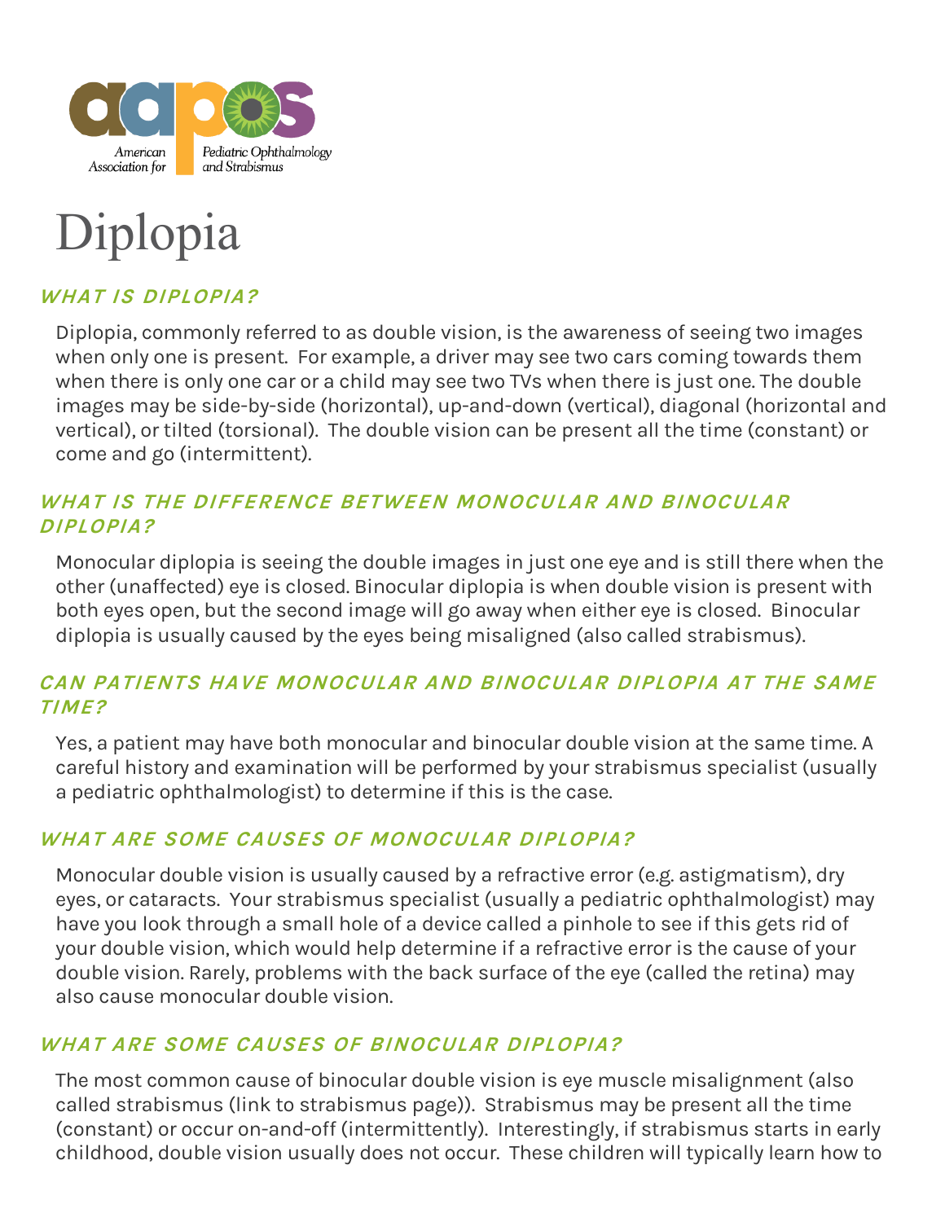American Association for Pediatric Ophthalmology and Strabismus

# Diplopia

### WHAT IS DIPLOPIA?

Diplopia, commonly referred to as double vision, is the awareness of seeing two images when only one is present. For example, a driver may see two cars coming towards them when there is only one car or a child may see two TVs when there is just one. The double images may be side-by-side (horizontal), up-and-down (vertical), diagonal (horizontal and vertical), or tilted (torsional). The double vision can be present all the time (constant) or come and go (intermittent).

### WHAT IS THE DIFFERENCE BETWEEN MONOCULAR AND BINOCULAR DIPLOPIA?

Monocular diplopia is seeing the double images in just one eye and is still there when the other (unaffected) eye is closed. Binocular diplopia is when double vision is present with both eyes open, but the second image will go away when either eye is closed. Binocular diplopia is usually caused by the eyes being misaligned (also called strabismus).

### CAN PATIENTS HAVE MONOCULAR AND BINOCULAR DIPLOPIA AT THE SAME TIME?

Yes, a patient may have both monocular and binocular double vision at the same time. A careful history and examination will be performed by your strabismus specialist (usually a pediatric ophthalmologist) to determine if this is the case.

### WHAT ARE SOME CAUSES OF MONOCULAR DIPLOPIA?

Monocular double vision is usually caused by a refractive error (e.g. astigmatism), dry eyes, or cataracts. Your strabismus specialist (usually a pediatric ophthalmologist) may have you look through a small hole of a device called a pinhole to see if this gets rid of your double vision, which would help determine if a refractive error is the cause of your double vision. Rarely, problems with the back surface of the eye (called the retina) may also cause monocular double vision.

### WHAT ARE SOME CAUSES OF BINOCULAR DIPLOPIA?

The most common cause of binocular double vision is eye muscle misalignment (also called strabismus (link to strabismus page)). Strabismus may be present all the time (constant) or occur on-and-off (intermittently). Interestingly, if strabismus starts in early childhood, double vision usually does not occur. These children will typically learn how to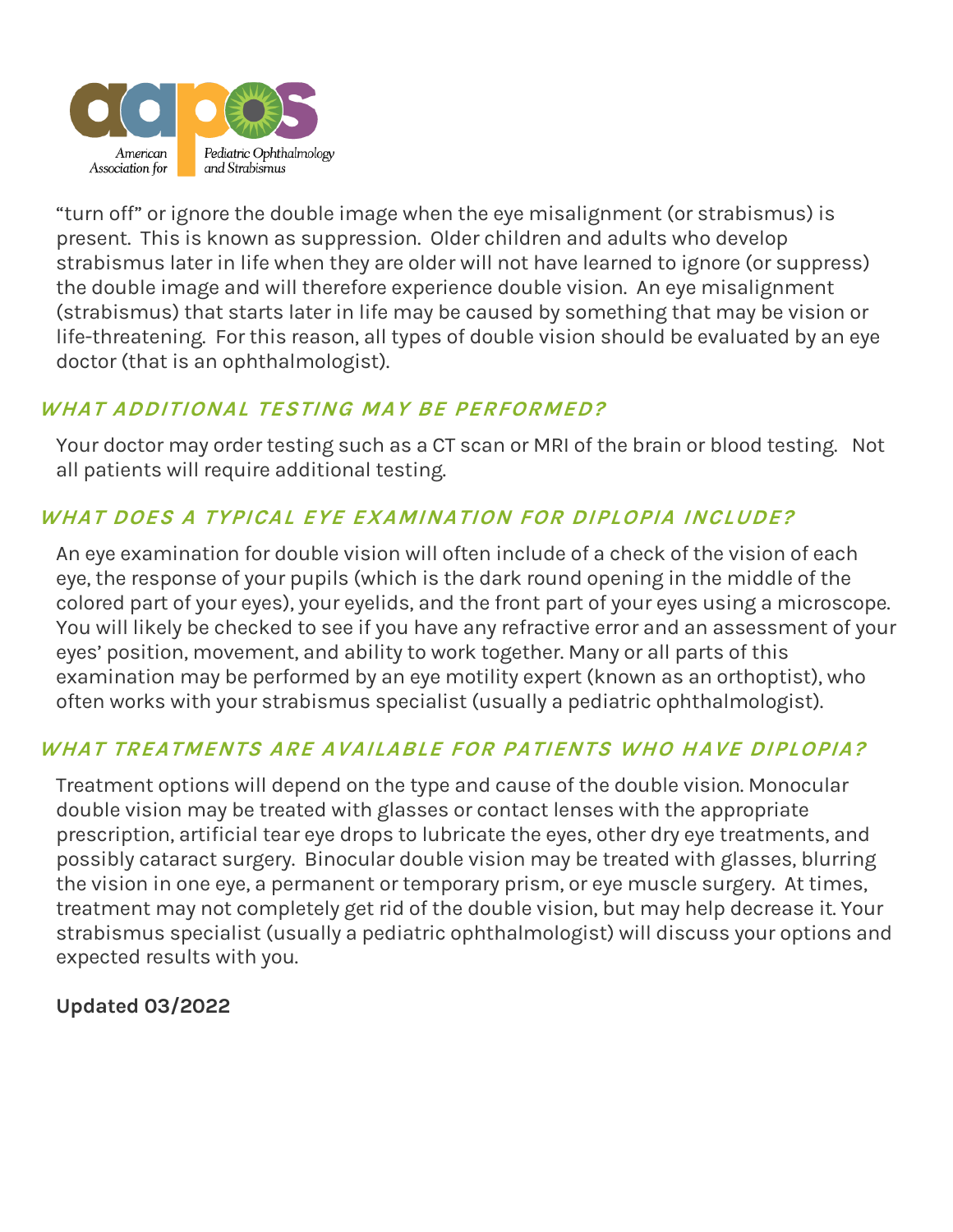"turn off" or ignore the double image when the eye misalignment (or strabismus) is present. This is known as suppression. Older children and adults who develop strabismus later in life when they are older will not have learned to ignore (or suppress) the double image and will therefore experience double vision. An eye misalignment (strabismus) that starts later in life may be caused by something that may be vision or life-threatening. For this reason, all types of double vision should be evaluated by an eye doctor (that is an ophthalmologist).

### *WHAT ADDITIONAL TESTING MAY BE PERFORMED?*

Your doctor may order testing such as a CT scan or MRI of the brain or blood testing. Not all patients will require additional testing.

### *WHAT DOES A TYPICAL EYE EXAMINATION FOR DIPLOPIA INCLUDE?*

An eye examination for double vision will often include of a check of the vision of each eye, the response of your pupils (which is the dark round opening in the middle of the colored part of your eyes), your eyelids, and the front part of your eyes using a microscope. You will likely be checked to see if you have any refractive error and an assessment of your eyes' position, movement, and ability to work together. Many or all parts of this examination may be performed by an eye motility expert (known as an orthoptist), who often works with your strabismus specialist (usually a pediatric ophthalmologist).

### *WHAT TREATMENTS ARE AVAILABLE FOR PATIENTS WHO HAVE DIPLOPIA?*

Treatment options will depend on the type and cause of the double vision. Monocular double vision may be treated with glasses or contact lenses with the appropriate prescription, artificial tear eye drops to lubricate the eyes, other dry eye treatments, and possibly cataract surgery. Binocular double vision may be treated with glasses, blurring the vision in one eye, a permanent or temporary prism, or eye muscle surgery. At times, treatment may not completely get rid of the double vision, but may help decrease it. Your strabismus specialist (usually a pediatric ophthalmologist) will discuss your options and expected results with you.

**Updated 03/2022**